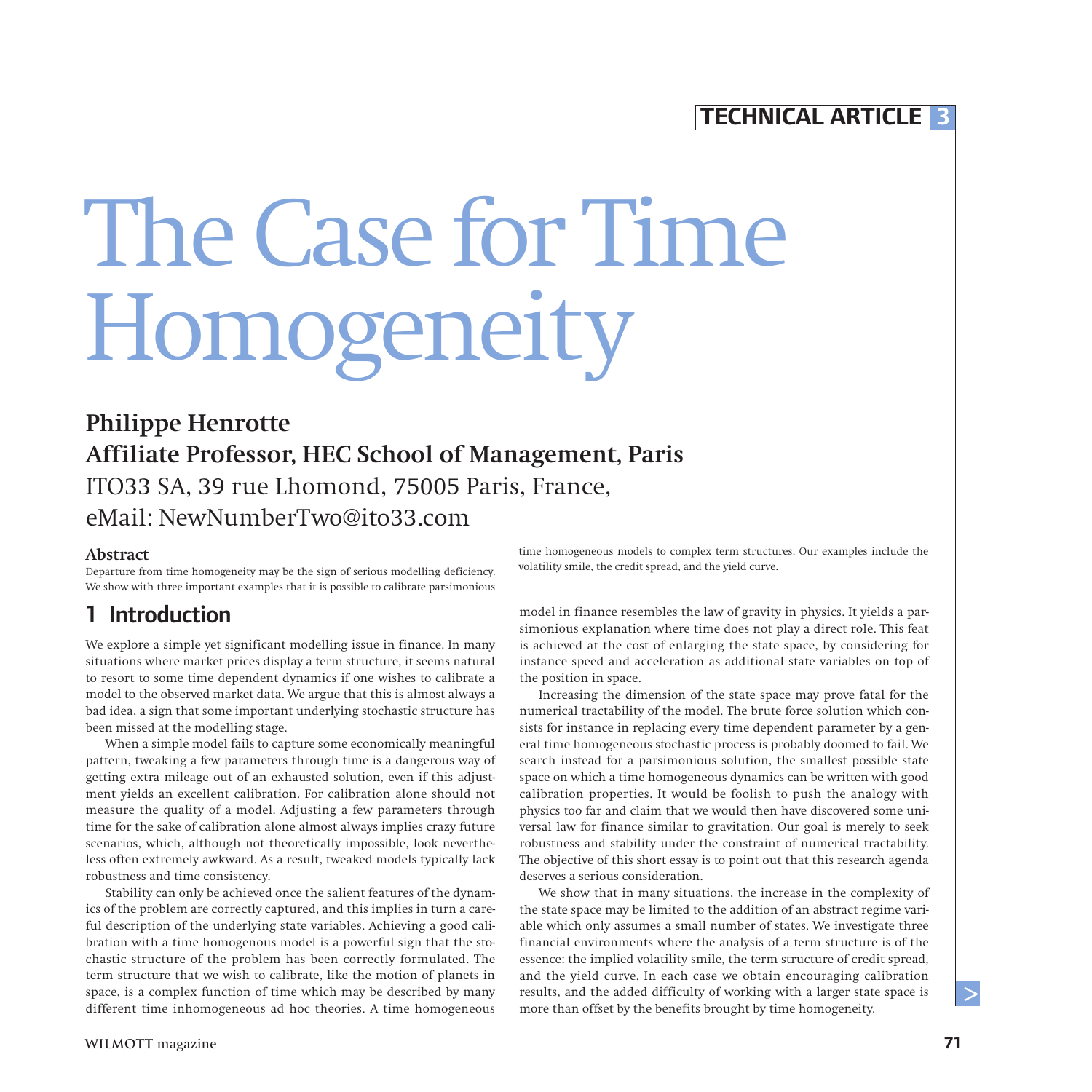# The Case for Time Homogeneity

**Philippe Henrotte**

**Affiliate Professor, HEC School of Management, Paris**

ITO33 SA, 39 rue Lhomond, 75005 Paris, France,

eMail: NewNumberTwo@ito33.com

### Abstract

Departure from time homogeneity may be the sign of serious modelling deficiency. We show with three important examples that it is possible to calibrate parsimonious time homogeneous models to complex term structures. Our examples include the volatility smile, the credit spread, and the yield curve.

## 1 Introduction

We explore a simple yet significant modelling issue in finance. In many situations where market prices display a term structure, it seems natural to resort to some time dependent dynamics if one wishes to calibrate a model to the observed market data. We argue that this is almost always a bad idea, a sign that some important underlying stochastic structure has been missed at the modelling stage.

When a simple model fails to capture some economically meaningful pattern, tweaking a few parameters through time is a dangerous way of getting extra mileage out of an exhausted solution, even if this adjustment yields an excellent calibration. For calibration alone should not measure the quality of a model. Adjusting a few parameters through time for the sake of calibration alone almost always implies crazy future scenarios, which, although not theoretically impossible, look nevertheless often extremely awkward. As a result, tweaked models typically lack robustness and time consistency.

Stability can only be achieved once the salient features of the dynamics of the problem are correctly captured, and this implies in turn a careful description of the underlying state variables. Achieving a good calibration with a time homogenous model is a powerful sign that the stochastic structure of the problem has been correctly formulated. The term structure that we wish to calibrate, like the motion of planets in space, is a complex function of time which may be described by many different time inhomogeneous ad hoc theories. A time homogeneous model in finance resembles the law of gravity in physics. It yields a parsimonious explanation where time does not play a direct role. This feat is achieved at the cost of enlarging the state space, by considering for instance speed and acceleration as additional state variables on top of the position in space.

Increasing the dimension of the state space may prove fatal for the numerical tractability of the model. The brute force solution which consists for instance in replacing every time dependent parameter by a general time homogeneous stochastic process is probably doomed to fail. We search instead for a parsimonious solution, the smallest possible state space on which a time homogeneous dynamics can be written with good calibration properties. It would be foolish to push the analogy with physics too far and claim that we would then have discovered some universal law for finance similar to gravitation. Our goal is merely to seek robustness and stability under the constraint of numerical tractability. The objective of this short essay is to point out that this research agenda deserves a serious consideration.

We show that in many situations, the increase in the complexity of the state space may be limited to the addition of an abstract regime variable which only assumes a small number of states. We investigate three financial environments where the analysis of a term structure is of the essence: the implied volatility smile, the term structure of credit spread, and the yield curve. In each case we obtain encouraging calibration results, and the added difficulty of working with a larger state space is more than offset by the benefits brought by time homogeneity.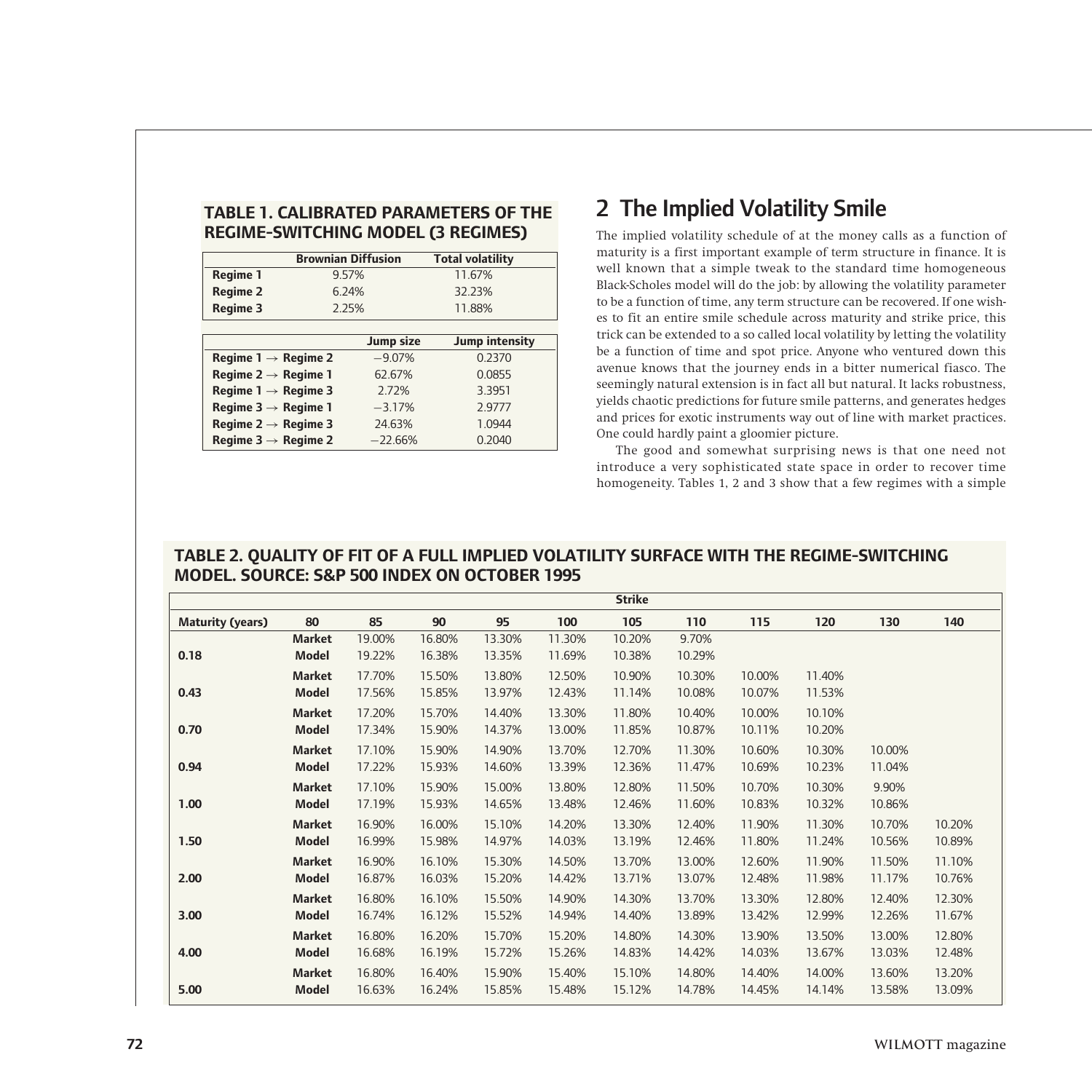**TABLE 1. CALIBRATED PARAMETERS OF THE REGIME-SWITCHING MODEL (3 REGIMES)**

| | Brownian Diffusion | Total volatility |
|---|---|---|
| **Regime 1** | 9.57% | 11.67% |
| **Regime 2** | 6.24% | 32.23% |
| **Regime 3** | 2.25% | 11.88% |

| | Jump size | Jump intensity |
|---|---|---|
| **Regime 1 → Regime 2** | −9.07% | 0.2370 |
| **Regime 2 → Regime 1** | 62.67% | 0.0855 |
| **Regime 1 → Regime 3** | 2.72% | 3.3951 |
| **Regime 3 → Regime 1** | −3.17% | 2.9777 |
| **Regime 2 → Regime 3** | 24.63% | 1.0944 |
| **Regime 3 → Regime 2** | −22.66% | 0.2040 |

## 2 The Implied Volatility Smile

The implied volatility schedule of at the money calls as a function of maturity is a first important example of term structure in finance. It is well known that a simple tweak to the standard time homogeneous Black-Scholes model will do the job: by allowing the volatility parameter to be a function of time, any term structure can be recovered. If one wishes to fit an entire smile schedule across maturity and strike price, this trick can be extended to a so called local volatility by letting the volatility be a function of time and spot price. Anyone who ventured down this avenue knows that the journey ends in a bitter numerical fiasco. The seemingly natural extension is in fact all but natural. It lacks robustness, yields chaotic predictions for future smile patterns, and generates hedges and prices for exotic instruments way out of line with market practices. One could hardly paint a gloomier picture.

The good and somewhat surprising news is that one need not introduce a very sophisticated state space in order to recover time homogeneity. Tables 1, 2 and 3 show that a few regimes with a simple

**TABLE 2. QUALITY OF FIT OF A FULL IMPLIED VOLATILITY SURFACE WITH THE REGIME-SWITCHING MODEL. SOURCE: S&P 500 INDEX ON OCTOBER 1995**

| | Strike | | | | | | | | | | |
|---|---|---|---|---|---|---|---|---|---|---|---|
| **Maturity (years)** | **80** | **85** | **90** | **95** | **100** | **105** | **110** | **115** | **120** | **130** | **140** |
| | **Market** | 19.00% | 16.80% | 13.30% | 11.30% | 10.20% | 9.70% | | | | |
| **0.18** | **Model** | 19.22% | 16.38% | 13.35% | 11.69% | 10.38% | 10.29% | | | | |
| | **Market** | 17.70% | 15.50% | 13.80% | 12.50% | 10.90% | 10.30% | 10.00% | 11.40% | | |
| **0.43** | **Model** | 17.56% | 15.85% | 13.97% | 12.43% | 11.14% | 10.08% | 10.07% | 11.53% | | |
| | **Market** | 17.20% | 15.70% | 14.40% | 13.30% | 11.80% | 10.40% | 10.00% | 10.10% | | |
| **0.70** | **Model** | 17.34% | 15.90% | 14.37% | 13.00% | 11.85% | 10.87% | 10.11% | 10.20% | | |
| | **Market** | 17.10% | 15.90% | 14.90% | 13.70% | 12.70% | 11.30% | 10.60% | 10.30% | 10.00% | |
| **0.94** | **Model** | 17.22% | 15.93% | 14.60% | 13.39% | 12.36% | 11.47% | 10.69% | 10.23% | 11.04% | |
| | **Market** | 17.10% | 15.90% | 15.00% | 13.80% | 12.80% | 11.50% | 10.70% | 10.30% | 9.90% | |
| **1.00** | **Model** | 17.19% | 15.93% | 14.65% | 13.48% | 12.46% | 11.60% | 10.83% | 10.32% | 10.86% | |
| | **Market** | 16.90% | 16.00% | 15.10% | 14.20% | 13.30% | 12.40% | 11.90% | 11.30% | 10.70% | 10.20% |
| **1.50** | **Model** | 16.99% | 15.98% | 14.97% | 14.03% | 13.19% | 12.46% | 11.80% | 11.24% | 10.56% | 10.89% |
| | **Market** | 16.90% | 16.10% | 15.30% | 14.50% | 13.70% | 13.00% | 12.60% | 11.90% | 11.50% | 11.10% |
| **2.00** | **Model** | 16.87% | 16.03% | 15.20% | 14.42% | 13.71% | 13.07% | 12.48% | 11.98% | 11.17% | 10.76% |
| | **Market** | 16.80% | 16.10% | 15.50% | 14.90% | 14.30% | 13.70% | 13.30% | 12.80% | 12.40% | 12.30% |
| **3.00** | **Model** | 16.74% | 16.12% | 15.52% | 14.94% | 14.40% | 13.89% | 13.42% | 12.99% | 12.26% | 11.67% |
| | **Market** | 16.80% | 16.20% | 15.70% | 15.20% | 14.80% | 14.30% | 13.90% | 13.50% | 13.00% | 12.80% |
| **4.00** | **Model** | 16.68% | 16.19% | 15.72% | 15.26% | 14.83% | 14.42% | 14.03% | 13.67% | 13.03% | 12.48% |
| | **Market** | 16.80% | 16.40% | 15.90% | 15.40% | 15.10% | 14.80% | 14.40% | 14.00% | 13.60% | 13.20% |
| **5.00** | **Model** | 16.63% | 16.24% | 15.85% | 15.48% | 15.12% | 14.78% | 14.45% | 14.14% | 13.58% | 13.09% |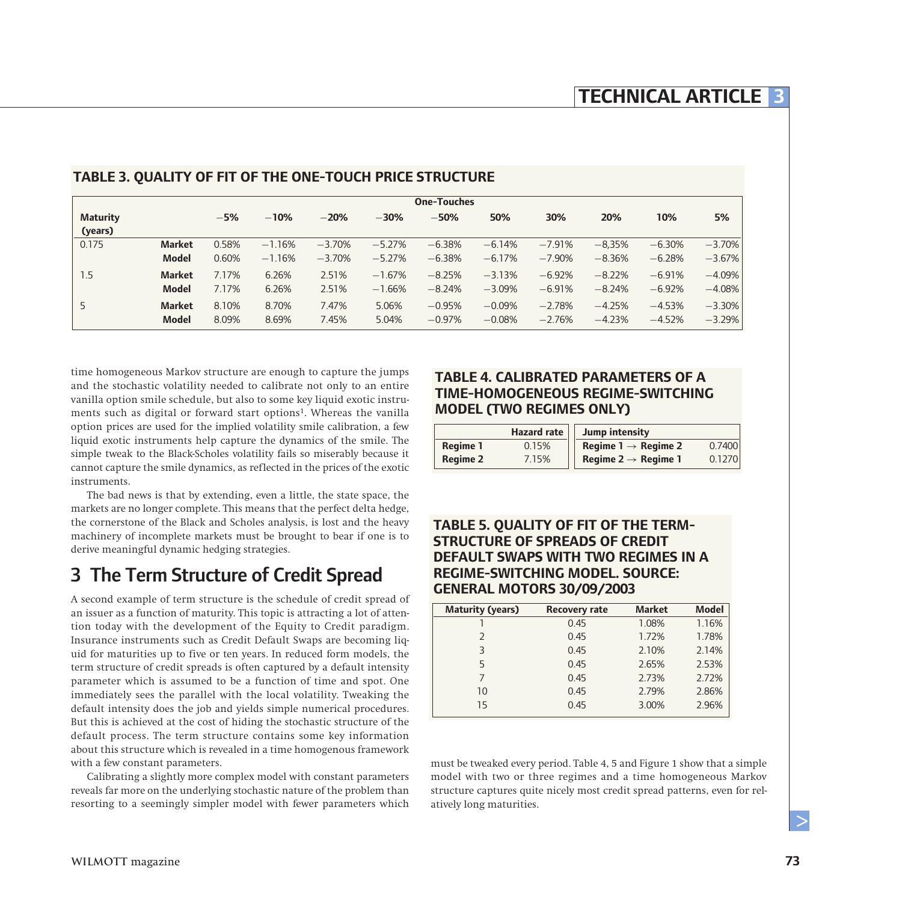## TABLE 3. QUALITY OF FIT OF THE ONE-TOUCH PRICE STRUCTURE

| | | One-Touches | | | | | | | | | |
|---|---|---|---|---|---|---|---|---|---|---|---|
| **Maturity (years)** | | **−5%** | **−10%** | **−20%** | **−30%** | **−50%** | **50%** | **30%** | **20%** | **10%** | **5%** |
| 0.175 | **Market** | 0.58% | −1.16% | −3.70% | −5.27% | −6.38% | −6.14% | −7.91% | −8,35% | −6.30% | −3.70% |
| | **Model** | 0.60% | −1.16% | −3.70% | −5.27% | −6.38% | −6.17% | −7.90% | −8.36% | −6.28% | −3.67% |
| 1.5 | **Market** | 7.17% | 6.26% | 2.51% | −1.67% | −8.25% | −3.13% | −6.92% | −8.22% | −6.91% | −4.09% |
| | **Model** | 7.17% | 6.26% | 2.51% | −1.66% | −8.24% | −3.09% | −6.91% | −8.24% | −6.92% | −4.08% |
| 5 | **Market** | 8.10% | 8.70% | 7.47% | 5.06% | −0.95% | −0.09% | −2.78% | −4.25% | −4.53% | −3.30% |
| | **Model** | 8.09% | 8.69% | 7.45% | 5.04% | −0.97% | −0.08% | −2.76% | −4.23% | −4.52% | −3.29% |

time homogeneous Markov structure are enough to capture the jumps and the stochastic volatility needed to calibrate not only to an entire vanilla option smile schedule, but also to some key liquid exotic instruments such as digital or forward start options[1]. Whereas the vanilla option prices are used for the implied volatility smile calibration, a few liquid exotic instruments help capture the dynamics of the smile. The simple tweak to the Black-Scholes volatility fails so miserably because it cannot capture the smile dynamics, as reflected in the prices of the exotic instruments.

The bad news is that by extending, even a little, the state space, the markets are no longer complete. This means that the perfect delta hedge, the cornerstone of the Black and Scholes analysis, is lost and the heavy machinery of incomplete markets must be brought to bear if one is to derive meaningful dynamic hedging strategies.

## 3 The Term Structure of Credit Spread

A second example of term structure is the schedule of credit spread of an issuer as a function of maturity. This topic is attracting a lot of attention today with the development of the Equity to Credit paradigm. Insurance instruments such as Credit Default Swaps are becoming liquid for maturities up to five or ten years. In reduced form models, the term structure of credit spreads is often captured by a default intensity parameter which is assumed to be a function of time and spot. One immediately sees the parallel with the local volatility. Tweaking the default intensity does the job and yields simple numerical procedures. But this is achieved at the cost of hiding the stochastic structure of the default process. The term structure contains some key information about this structure which is revealed in a time homogenous framework with a few constant parameters.

Calibrating a slightly more complex model with constant parameters reveals far more on the underlying stochastic nature of the problem than resorting to a seemingly simpler model with fewer parameters which must be tweaked every period. Table 4, 5 and Figure 1 show that a simple model with two or three regimes and a time homogeneous Markov structure captures quite nicely most credit spread patterns, even for relatively long maturities.

## TABLE 4. CALIBRATED PARAMETERS OF A TIME-HOMOGENEOUS REGIME-SWITCHING MODEL (TWO REGIMES ONLY)

| | Hazard rate | Jump intensity | |
|---|---|---|---|
| **Regime 1** | 0.15% | **Regime 1 → Regime 2** | 0.7400 |
| **Regime 2** | 7.15% | **Regime 2 → Regime 1** | 0.1270 |

## TABLE 5. QUALITY OF FIT OF THE TERM-STRUCTURE OF SPREADS OF CREDIT DEFAULT SWAPS WITH TWO REGIMES IN A REGIME-SWITCHING MODEL. SOURCE: GENERAL MOTORS 30/09/2003

| Maturity (years) | Recovery rate | Market | Model |
|---|---|---|---|
| 1 | 0.45 | 1.08% | 1.16% |
| 2 | 0.45 | 1.72% | 1.78% |
| 3 | 0.45 | 2.10% | 2.14% |
| 5 | 0.45 | 2.65% | 2.53% |
| 7 | 0.45 | 2.73% | 2.72% |
| 10 | 0.45 | 2.79% | 2.86% |
| 15 | 0.45 | 3.00% | 2.96% |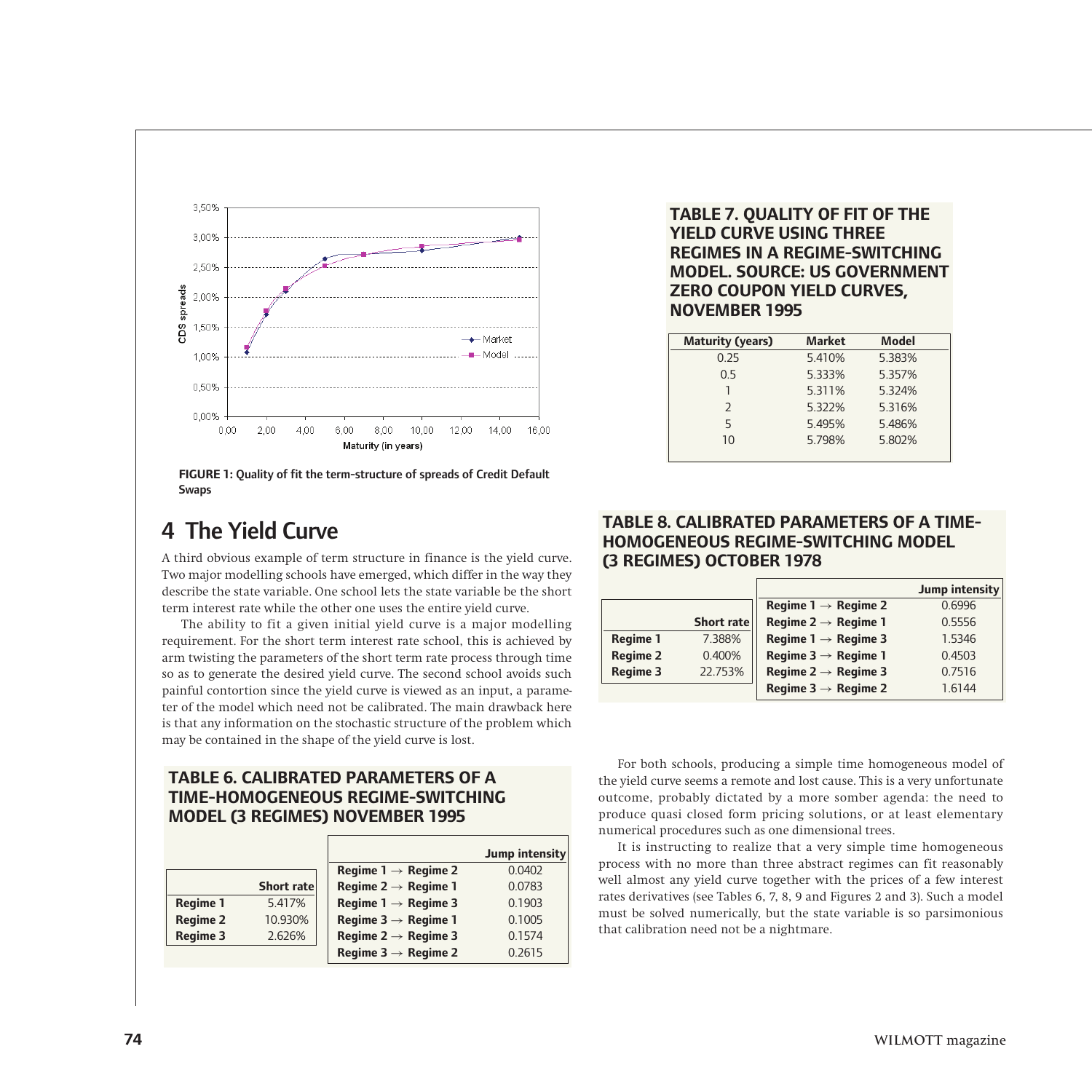FIGURE 1: Quality of fit the term-structure of spreads of Credit Default Swaps

## 4 The Yield Curve

A third obvious example of term structure in finance is the yield curve. Two major modelling schools have emerged, which differ in the way they describe the state variable. One school lets the state variable be the short term interest rate while the other one uses the entire yield curve.

The ability to fit a given initial yield curve is a major modelling requirement. For the short term interest rate school, this is achieved by arm twisting the parameters of the short term rate process through time so as to generate the desired yield curve. The second school avoids such painful contortion since the yield curve is viewed as an input, a parameter of the model which need not be calibrated. The main drawback here is that any information on the stochastic structure of the problem which may be contained in the shape of the yield curve is lost.

**TABLE 6. CALIBRATED PARAMETERS OF A TIME-HOMOGENEOUS REGIME-SWITCHING MODEL (3 REGIMES) NOVEMBER 1995**

| | Short rate |
|---|---|
| **Regime 1** | 5.417% |
| **Regime 2** | 10.930% |
| **Regime 3** | 2.626% |

| | Jump intensity |
|---|---|
| **Regime 1 → Regime 2** | 0.0402 |
| **Regime 2 → Regime 1** | 0.0783 |
| **Regime 1 → Regime 3** | 0.1903 |
| **Regime 3 → Regime 1** | 0.1005 |
| **Regime 2 → Regime 3** | 0.1574 |
| **Regime 3 → Regime 2** | 0.2615 |

**TABLE 7. QUALITY OF FIT OF THE YIELD CURVE USING THREE REGIMES IN A REGIME-SWITCHING MODEL. SOURCE: US GOVERNMENT ZERO COUPON YIELD CURVES, NOVEMBER 1995**

| Maturity (years) | Market | Model |
|---|---|---|
| 0.25 | 5.410% | 5.383% |
| 0.5 | 5.333% | 5.357% |
| 1 | 5.311% | 5.324% |
| 2 | 5.322% | 5.316% |
| 5 | 5.495% | 5.486% |
| 10 | 5.798% | 5.802% |

**TABLE 8. CALIBRATED PARAMETERS OF A TIME-HOMOGENEOUS REGIME-SWITCHING MODEL (3 REGIMES) OCTOBER 1978**

| | Short rate |
|---|---|
| **Regime 1** | 7.388% |
| **Regime 2** | 0.400% |
| **Regime 3** | 22.753% |

| | Jump intensity |
|---|---|
| **Regime 1 → Regime 2** | 0.6996 |
| **Regime 2 → Regime 1** | 0.5556 |
| **Regime 1 → Regime 3** | 1.5346 |
| **Regime 3 → Regime 1** | 0.4503 |
| **Regime 2 → Regime 3** | 0.7516 |
| **Regime 3 → Regime 2** | 1.6144 |

For both schools, producing a simple time homogeneous model of the yield curve seems a remote and lost cause. This is a very unfortunate outcome, probably dictated by a more somber agenda: the need to produce quasi closed form pricing solutions, or at least elementary numerical procedures such as one dimensional trees.

It is instructing to realize that a very simple time homogeneous process with no more than three abstract regimes can fit reasonably well almost any yield curve together with the prices of a few interest rates derivatives (see Tables 6, 7, 8, 9 and Figures 2 and 3). Such a model must be solved numerically, but the state variable is so parsimonious that calibration need not be a nightmare.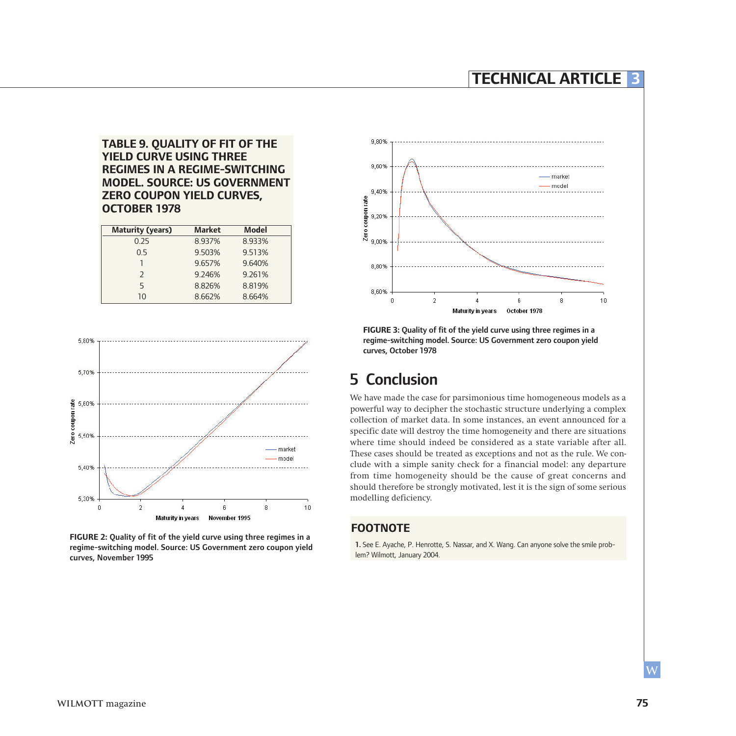**TABLE 9. QUALITY OF FIT OF THE YIELD CURVE USING THREE REGIMES IN A REGIME-SWITCHING MODEL. SOURCE: US GOVERNMENT ZERO COUPON YIELD CURVES, OCTOBER 1978**

| Maturity (years) | Market | Model |
|---|---|---|
| 0.25 | 8.937% | 8.933% |
| 0.5 | 9.503% | 9.513% |
| 1 | 9.657% | 9.640% |
| 2 | 9.246% | 9.261% |
| 5 | 8.826% | 8.819% |
| 10 | 8.662% | 8.664% |

5,80%
5,70%
5,60%
5,50%
5,40%
5,30%
Zero coupon rate
market
model
0 2 4 6 8 10
Maturity in years November 1995

**FIGURE 2:** Quality of fit of the yield curve using three regimes in a regime-switching model. Source: US Government zero coupon yield curves, November 1995

9,80%
9,60%
9,40%
9,20%
9,00%
8,80%
8,60%
Zero coupon rate
market
model
0 2 4 6 8 10
Maturity in years October 1978

**FIGURE 3:** Quality of fit of the yield curve using three regimes in a regime-switching model. Source: US Government zero coupon yield curves, October 1978

## 5 Conclusion

We have made the case for parsimonious time homogeneous models as a powerful way to decipher the stochastic structure underlying a complex collection of market data. In some instances, an event announced for a specific date will destroy the time homogeneity and there are situations where time should indeed be considered as a state variable after all. These cases should be treated as exceptions and not as the rule. We conclude with a simple sanity check for a financial model: any departure from time homogeneity should be the cause of great concerns and should therefore be strongly motivated, lest it is the sign of some serious modelling deficiency.

### FOOTNOTE

**1.** See E. Ayache, P. Henrotte, S. Nassar, and X. Wang. Can anyone solve the smile problem? Wilmott, January 2004.